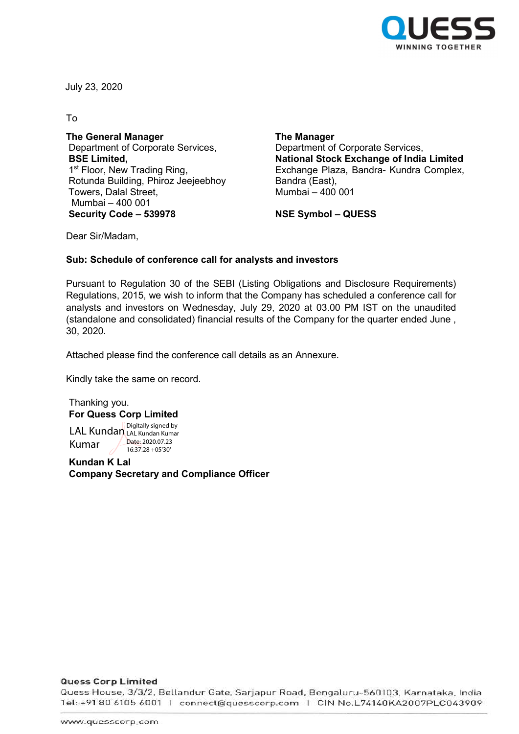July 23, 2020

To

**The General Manager**
Department of Corporate Services,
**BSE Limited,**
1st Floor, New Trading Ring,
Rotunda Building, Phiroz Jeejeebhoy
Towers, Dalal Street,
Mumbai – 400 001
**Security Code – 539978**

**The Manager**
Department of Corporate Services,
**National Stock Exchange of India Limited**
Exchange Plaza, Bandra- Kundra Complex,
Bandra (East),
Mumbai – 400 001

**NSE Symbol – QUESS**

Dear Sir/Madam,

**Sub: Schedule of conference call for analysts and investors**

Pursuant to Regulation 30 of the SEBI (Listing Obligations and Disclosure Requirements) Regulations, 2015, we wish to inform that the Company has scheduled a conference call for analysts and investors on Wednesday, July 29, 2020 at 03.00 PM IST on the unaudited (standalone and consolidated) financial results of the Company for the quarter ended June , 30, 2020.

Attached please find the conference call details as an Annexure.

Kindly take the same on record.

Thanking you.
**For Quess Corp Limited**

LAL Kundan Kumar
Digitally signed by LAL Kundan Kumar
Date: 2020.07.23 16:37:28 +05'30'

**Kundan K Lal**
**Company Secretary and Compliance Officer**

**Quess Corp Limited**
Quess House, 3/3/2, Bellandur Gate, Sarjapur Road, Bengaluru-560103, Karnataka, India
Tel: +91 80 6105 6001 | connect@quesscorp.com | CIN No.L74140KA2007PLC043909
www.quesscorp.com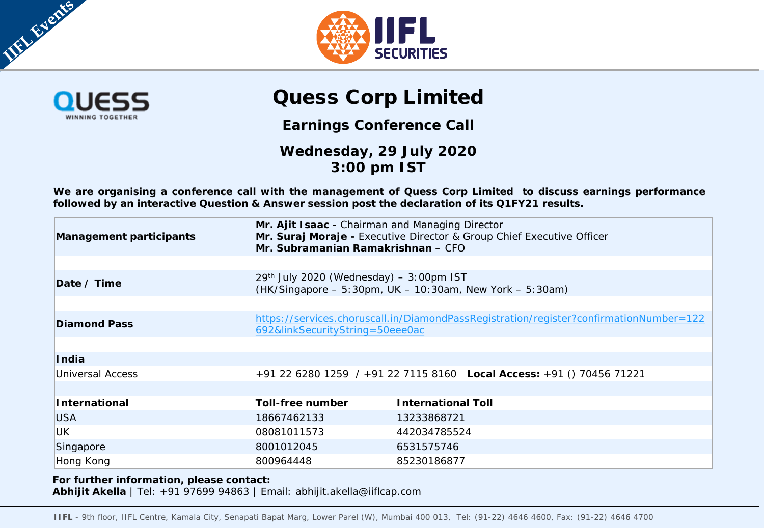IIFL Events

IIFL SECURITIES

QUESS
WINNING TOGETHER

# Quess Corp Limited

## Earnings Conference Call

## Wednesday, 29 July 2020
## 3:00 pm IST

**We are organising a conference call with the management of Quess Corp Limited to discuss earnings performance followed by an interactive Question & Answer session post the declaration of its Q1FY21 results.**

| | | |
|---|---|---|
| **Management participants** | **Mr. Ajit Isaac -** Chairman and Managing Director<br>**Mr. Suraj Moraje -** Executive Director & Group Chief Executive Officer<br>**Mr. Subramanian Ramakrishnan** – CFO | |
| | | |
| **Date / Time** | 29th July 2020 (Wednesday) – 3:00pm IST<br>(HK/Singapore – 5:30pm, UK – 10:30am, New York – 5:30am) | |
| | | |
| **Diamond Pass** | https://services.choruscall.in/DiamondPassRegistration/register?confirmationNumber=122692&linkSecurityString=50eee0ac | |
| | | |
| **India** | | |
| Universal Access | +91 22 6280 1259 / +91 22 7115 8160 **Local Access:** +91 () 70456 71221 | |
| | | |
| **International** | **Toll-free number** | **International Toll** |
| USA | 18667462133 | 13233868721 |
| UK | 08081011573 | 442034785524 |
| Singapore | 8001012045 | 6531575746 |
| Hong Kong | 800964448 | 85230186877 |

**For further information, please contact:**
**Abhijit Akella** | Tel: +91 97699 94863 | Email: abhijit.akella@iiflcap.com

**IIFL** - 9th floor, IIFL Centre, Kamala City, Senapati Bapat Marg, Lower Parel (W), Mumbai 400 013, Tel: (91-22) 4646 4600, Fax: (91-22) 4646 4700